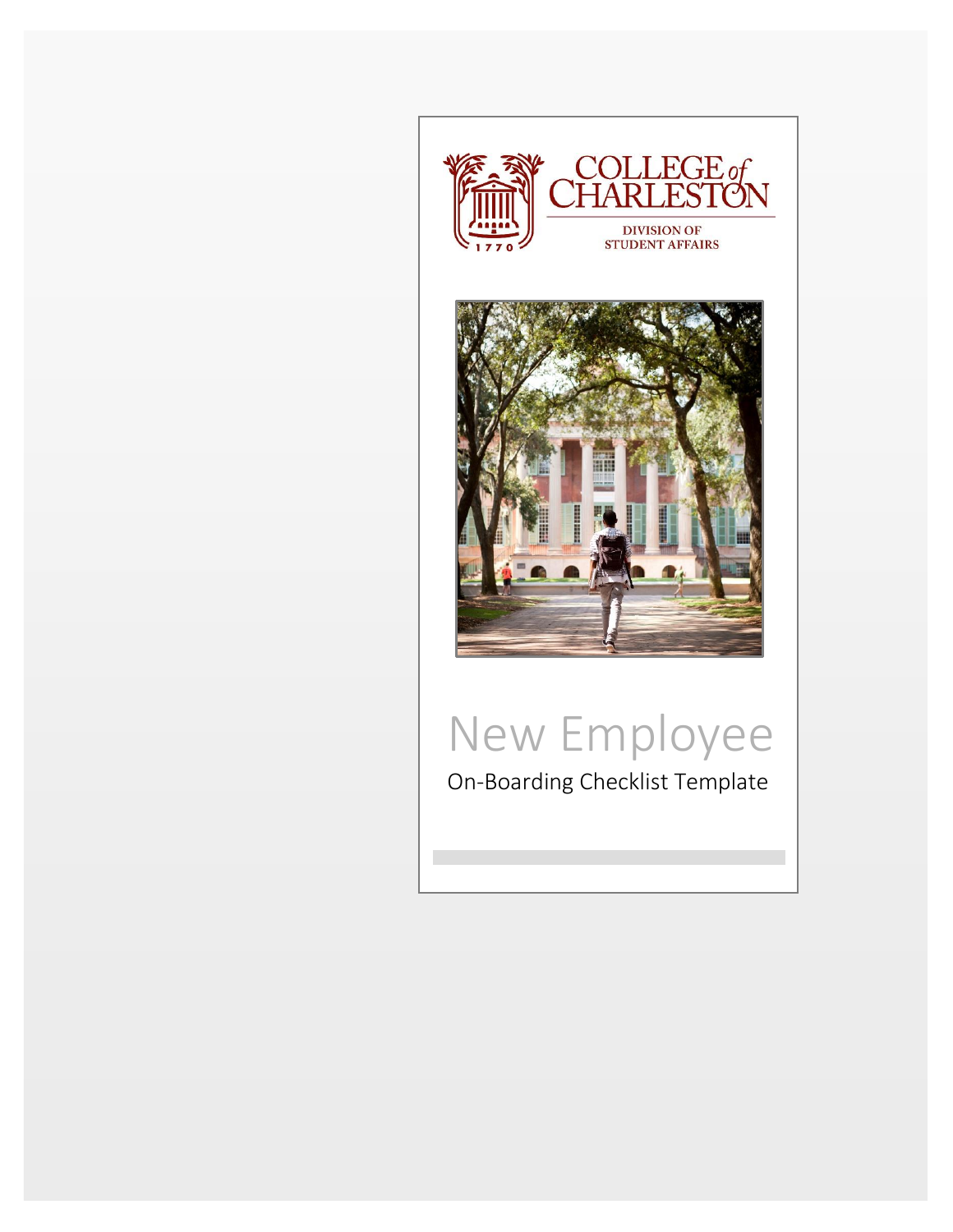COLLEGE of CHARLESTON

DIVISION OF STUDENT AFFAIRS

# New Employee

On-Boarding Checklist Template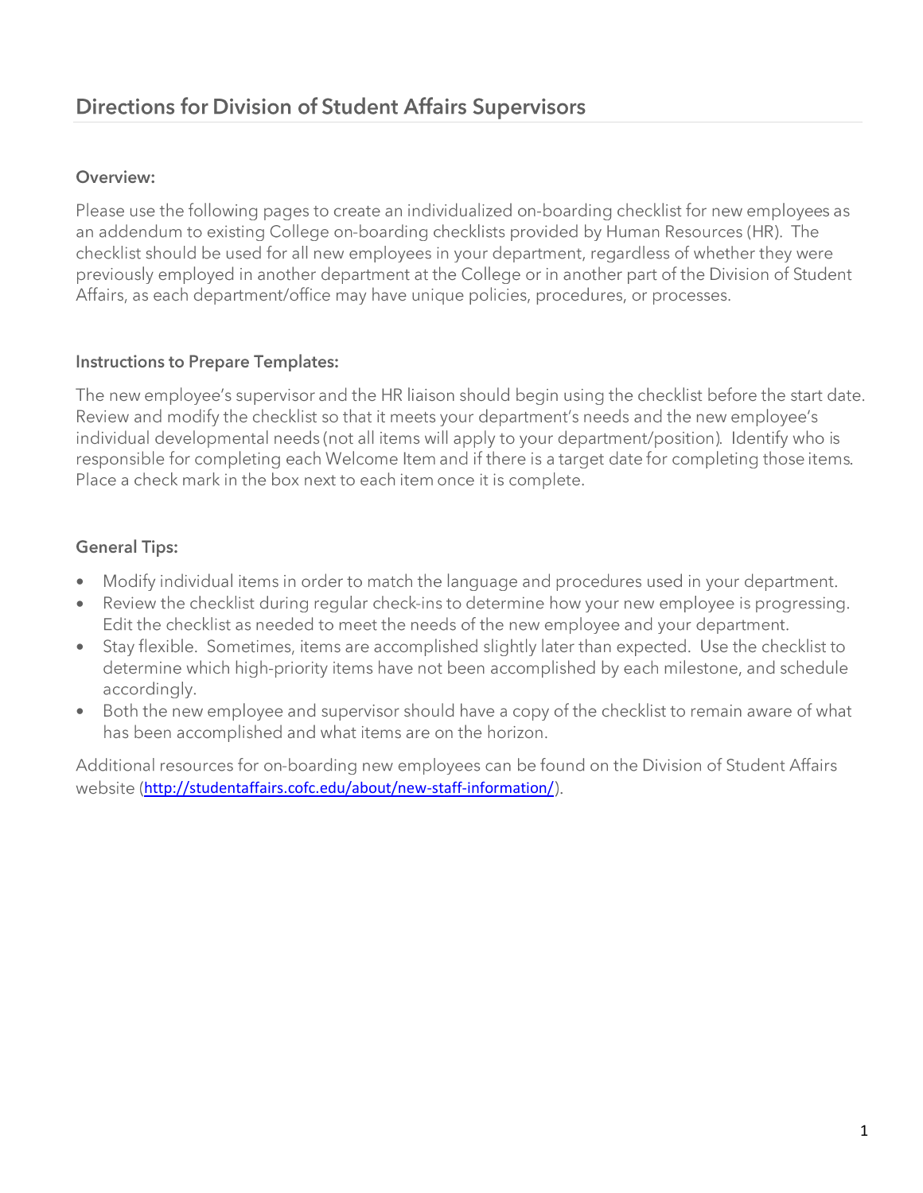## Directions for Division of Student Affairs Supervisors

### Overview:

Please use the following pages to create an individualized on-boarding checklist for new employees as an addendum to existing College on-boarding checklists provided by Human Resources (HR). The checklist should be used for all new employees in your department, regardless of whether they were previously employed in another department at the College or in another part of the Division of Student Affairs, as each department/office may have unique policies, procedures, or processes.

### Instructions to Prepare Templates:

The new employee's supervisor and the HR liaison should begin using the checklist before the start date. Review and modify the checklist so that it meets your department's needs and the new employee's individual developmental needs (not all items will apply to your department/position). Identify who is responsible for completing each Welcome Item and if there is a target date for completing those items. Place a check mark in the box next to each item once it is complete.

### General Tips:

- Modify individual items in order to match the language and procedures used in your department.
- Review the checklist during regular check-ins to determine how your new employee is progressing. Edit the checklist as needed to meet the needs of the new employee and your department.
- Stay flexible. Sometimes, items are accomplished slightly later than expected. Use the checklist to determine which high-priority items have not been accomplished by each milestone, and schedule accordingly.
- Both the new employee and supervisor should have a copy of the checklist to remain aware of what has been accomplished and what items are on the horizon.

Additional resources for on-boarding new employees can be found on the Division of Student Affairs website (http://studentaffairs.cofc.edu/about/new-staff-information/).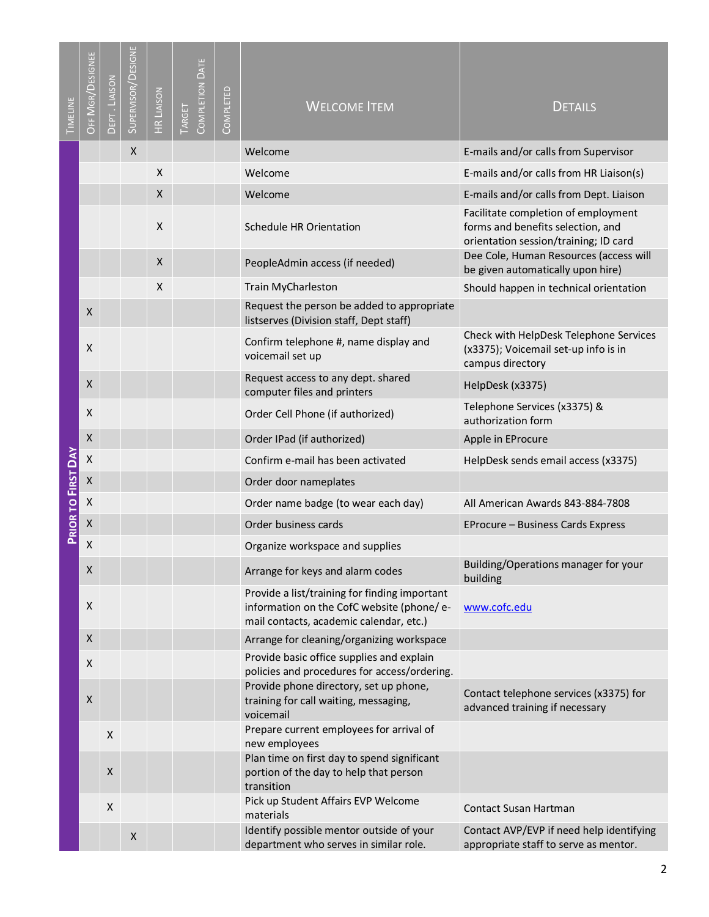| Timeline | Off Mgr/Designee | Dept. Liaison | Supervisor/Designee | HR Liaison | Target Completion Date | Completed | Welcome Item | Details |
|---|---|---|---|---|---|---|---|---|
| Prior to First Day | | | X | | | | Welcome | E-mails and/or calls from Supervisor |
| | | | | X | | | Welcome | E-mails and/or calls from HR Liaison(s) |
| | | | | X | | | Welcome | E-mails and/or calls from Dept. Liaison |
| | | | | X | | | Schedule HR Orientation | Facilitate completion of employment forms and benefits selection, and orientation session/training; ID card |
| | | | | X | | | PeopleAdmin access (if needed) | Dee Cole, Human Resources (access will be given automatically upon hire) |
| | | | | X | | | Train MyCharleston | Should happen in technical orientation |
| | X | | | | | | Request the person be added to appropriate listserves (Division staff, Dept staff) | |
| | X | | | | | | Confirm telephone #, name display and voicemail set up | Check with HelpDesk Telephone Services (x3375); Voicemail set-up info is in campus directory |
| | X | | | | | | Request access to any dept. shared computer files and printers | HelpDesk (x3375) |
| | X | | | | | | Order Cell Phone (if authorized) | Telephone Services (x3375) & authorization form |
| | X | | | | | | Order IPad (if authorized) | Apple in EProcure |
| | X | | | | | | Confirm e-mail has been activated | HelpDesk sends email access (x3375) |
| | X | | | | | | Order door nameplates | |
| | X | | | | | | Order name badge (to wear each day) | All American Awards 843-884-7808 |
| | X | | | | | | Order business cards | EProcure – Business Cards Express |
| | X | | | | | | Organize workspace and supplies | |
| | X | | | | | | Arrange for keys and alarm codes | Building/Operations manager for your building |
| | X | | | | | | Provide a list/training for finding important information on the CofC website (phone/ e-mail contacts, academic calendar, etc.) | www.cofc.edu |
| | X | | | | | | Arrange for cleaning/organizing workspace | |
| | X | | | | | | Provide basic office supplies and explain policies and procedures for access/ordering. | |
| | X | | | | | | Provide phone directory, set up phone, training for call waiting, messaging, voicemail | Contact telephone services (x3375) for advanced training if necessary |
| | | X | | | | | Prepare current employees for arrival of new employees | |
| | | X | | | | | Plan time on first day to spend significant portion of the day to help that person transition | |
| | | X | | | | | Pick up Student Affairs EVP Welcome materials | Contact Susan Hartman |
| | | | X | | | | Identify possible mentor outside of your department who serves in similar role. | Contact AVP/EVP if need help identifying appropriate staff to serve as mentor. |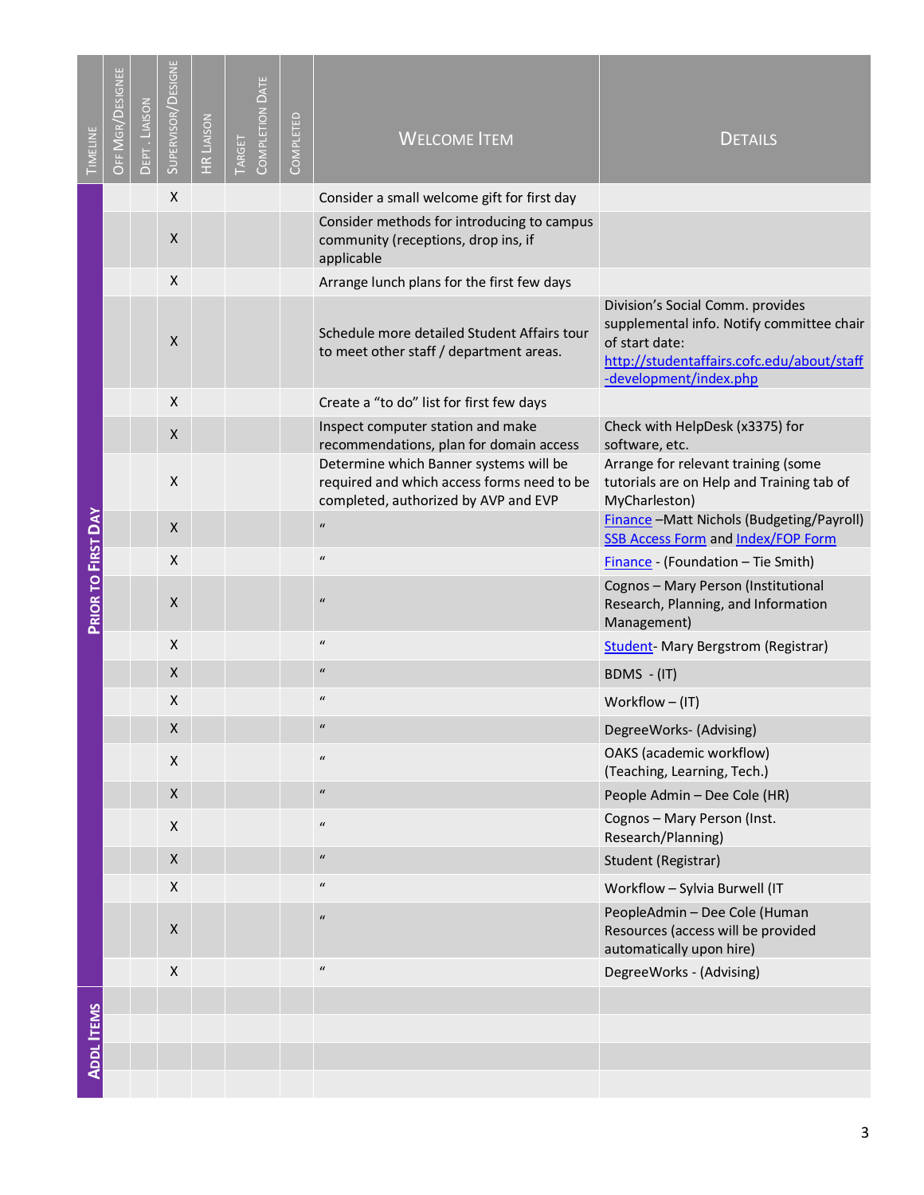| Timeline | Off Mgr/Designee | Dept. Liaison | Supervisor/Designee | HR Liaison | Target Completion Date | Completed | Welcome Item | Details |
|---|---|---|---|---|---|---|---|---|
| Prior to First Day | | | X | | | | Consider a small welcome gift for first day | |
| | | | X | | | | Consider methods for introducing to campus community (receptions, drop ins, if applicable | |
| | | | X | | | | Arrange lunch plans for the first few days | |
| | | | X | | | | Schedule more detailed Student Affairs tour to meet other staff / department areas. | Division's Social Comm. provides supplemental info. Notify committee chair of start date: http://studentaffairs.cofc.edu/about/staff-development/index.php |
| | | | X | | | | Create a "to do" list for first few days | |
| | | | X | | | | Inspect computer station and make recommendations, plan for domain access | Check with HelpDesk (x3375) for software, etc. |
| | | | X | | | | Determine which Banner systems will be required and which access forms need to be completed, authorized by AVP and EVP | Arrange for relevant training (some tutorials are on Help and Training tab of MyCharleston) |
| | | | X | | | | " | Finance –Matt Nichols (Budgeting/Payroll) SSB Access Form and Index/FOP Form |
| | | | X | | | | " | Finance - (Foundation – Tie Smith) |
| | | | X | | | | " | Cognos – Mary Person (Institutional Research, Planning, and Information Management) |
| | | | X | | | | " | Student- Mary Bergstrom (Registrar) |
| | | | X | | | | " | BDMS - (IT) |
| | | | X | | | | " | Workflow – (IT) |
| | | | X | | | | " | DegreeWorks- (Advising) |
| | | | X | | | | " | OAKS (academic workflow) (Teaching, Learning, Tech.) |
| | | | X | | | | " | People Admin – Dee Cole (HR) |
| | | | X | | | | " | Cognos – Mary Person (Inst. Research/Planning) |
| | | | X | | | | " | Student (Registrar) |
| | | | X | | | | " | Workflow – Sylvia Burwell (IT |
| | | | X | | | | " | PeopleAdmin – Dee Cole (Human Resources (access will be provided automatically upon hire) |
| | | | X | | | | " | DegreeWorks - (Advising) |
| Addl Items | | | | | | | | |
| | | | | | | | | |
| | | | | | | | | |
| | | | | | | | | |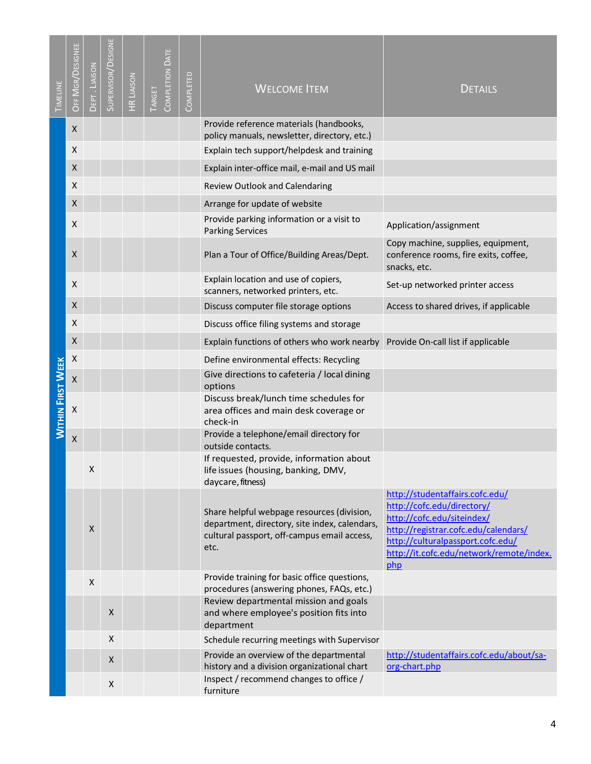| Timeline | Off Mgr/Designee | Dept. Liaison | Supervisor/Designee | HR Liaison | Target Completion Date | Completed | Welcome Item | Details |
|---|---|---|---|---|---|---|---|---|
| Within First Week | X | | | | | | Provide reference materials (handbooks, policy manuals, newsletter, directory, etc.) | |
| | X | | | | | | Explain tech support/helpdesk and training | |
| | X | | | | | | Explain inter-office mail, e-mail and US mail | |
| | X | | | | | | Review Outlook and Calendaring | |
| | X | | | | | | Arrange for update of website | |
| | X | | | | | | Provide parking information or a visit to Parking Services | Application/assignment |
| | X | | | | | | Plan a Tour of Office/Building Areas/Dept. | Copy machine, supplies, equipment, conference rooms, fire exits, coffee, snacks, etc. |
| | X | | | | | | Explain location and use of copiers, scanners, networked printers, etc. | Set-up networked printer access |
| | X | | | | | | Discuss computer file storage options | Access to shared drives, if applicable |
| | X | | | | | | Discuss office filing systems and storage | |
| | X | | | | | | Explain functions of others who work nearby | Provide On-call list if applicable |
| | X | | | | | | Define environmental effects: Recycling | |
| | X | | | | | | Give directions to cafeteria / local dining options | |
| | X | | | | | | Discuss break/lunch time schedules for area offices and main desk coverage or check-in | |
| | X | | | | | | Provide a telephone/email directory for outside contacts. | |
| | | X | | | | | If requested, provide, information about life issues (housing, banking, DMV, daycare, fitness) | |
| | | X | | | | | Share helpful webpage resources (division, department, directory, site index, calendars, cultural passport, off-campus email access, etc. | http://studentaffairs.cofc.edu/ http://cofc.edu/directory/ http://cofc.edu/siteindex/ http://registrar.cofc.edu/calendars/ http://culturalpassport.cofc.edu/ http://it.cofc.edu/network/remote/index.php |
| | | X | | | | | Provide training for basic office questions, procedures (answering phones, FAQs, etc.) | |
| | | | X | | | | Review departmental mission and goals and where employee's position fits into department | |
| | | | X | | | | Schedule recurring meetings with Supervisor | |
| | | | X | | | | Provide an overview of the departmental history and a division organizational chart | http://studentaffairs.cofc.edu/about/sa-org-chart.php |
| | | | X | | | | Inspect / recommend changes to office / furniture | |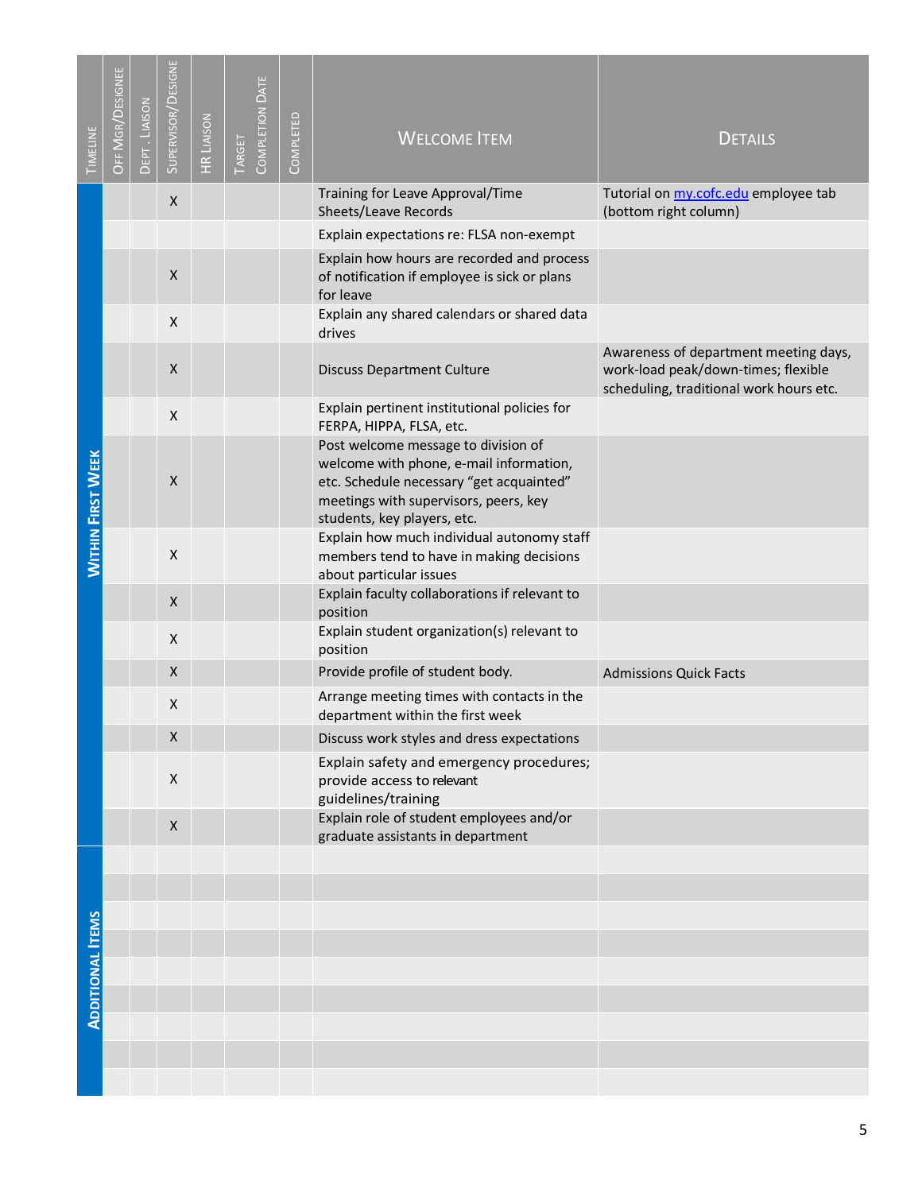| Timeline | Off Mgr/Designee | Dept. Liaison | Supervisor/Designee | HR Liaison | Target Completion Date | Completed | Welcome Item | Details |
|---|---|---|---|---|---|---|---|---|
| Within First Week | | | X | | | | Training for Leave Approval/Time Sheets/Leave Records | Tutorial on my.cofc.edu employee tab (bottom right column) |
| | | | | | | | Explain expectations re: FLSA non-exempt | |
| | | | X | | | | Explain how hours are recorded and process of notification if employee is sick or plans for leave | |
| | | | X | | | | Explain any shared calendars or shared data drives | |
| | | | X | | | | Discuss Department Culture | Awareness of department meeting days, work-load peak/down-times; flexible scheduling, traditional work hours etc. |
| | | | X | | | | Explain pertinent institutional policies for FERPA, HIPPA, FLSA, etc. | |
| | | | X | | | | Post welcome message to division of welcome with phone, e-mail information, etc. Schedule necessary "get acquainted" meetings with supervisors, peers, key students, key players, etc. | |
| | | | X | | | | Explain how much individual autonomy staff members tend to have in making decisions about particular issues | |
| | | | X | | | | Explain faculty collaborations if relevant to position | |
| | | | X | | | | Explain student organization(s) relevant to position | |
| | | | X | | | | Provide profile of student body. | Admissions Quick Facts |
| | | | X | | | | Arrange meeting times with contacts in the department within the first week | |
| | | | X | | | | Discuss work styles and dress expectations | |
| | | | X | | | | Explain safety and emergency procedures; provide access to relevant guidelines/training | |
| | | | X | | | | Explain role of student employees and/or graduate assistants in department | |
| Additional Items | | | | | | | | |
| | | | | | | | | |
| | | | | | | | | |
| | | | | | | | | |
| | | | | | | | | |
| | | | | | | | | |
| | | | | | | | | |
| | | | | | | | | |
| | | | | | | | | |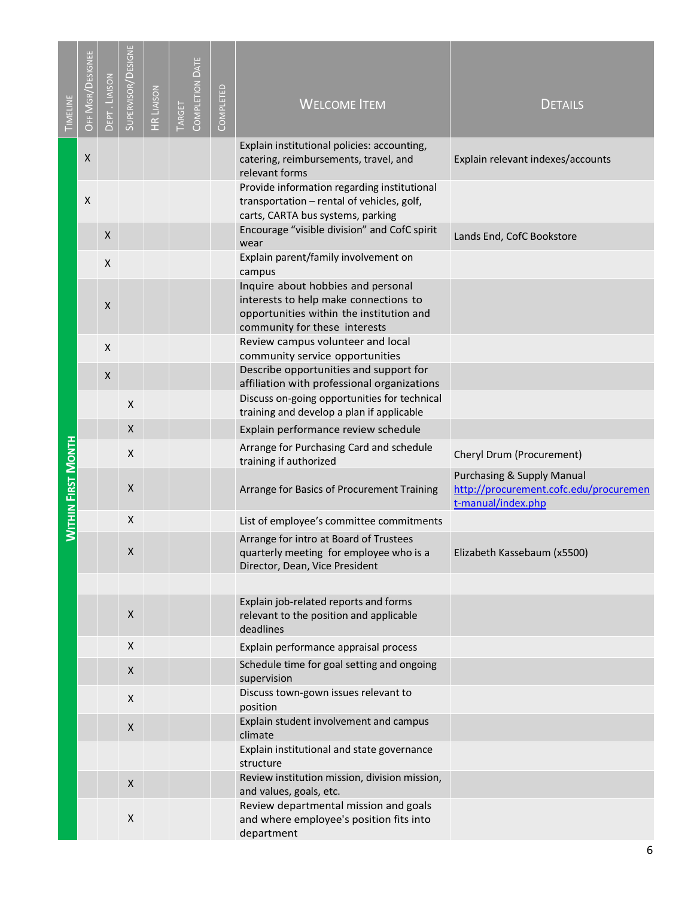| Timeline | Off Mgr/Designee | Dept. Liaison | Supervisor/Designee | HR Liaison | Target Completion Date | Completed | Welcome Item | Details |
|---|---|---|---|---|---|---|---|---|
| Within First Month | X | | | | | | Explain institutional policies: accounting, catering, reimbursements, travel, and relevant forms | Explain relevant indexes/accounts |
| | X | | | | | | Provide information regarding institutional transportation – rental of vehicles, golf, carts, CARTA bus systems, parking | |
| | | X | | | | | Encourage "visible division" and CofC spirit wear | Lands End, CofC Bookstore |
| | | X | | | | | Explain parent/family involvement on campus | |
| | | X | | | | | Inquire about hobbies and personal interests to help make connections to opportunities within the institution and community for these interests | |
| | | X | | | | | Review campus volunteer and local community service opportunities | |
| | | X | | | | | Describe opportunities and support for affiliation with professional organizations | |
| | | | X | | | | Discuss on-going opportunities for technical training and develop a plan if applicable | |
| | | | X | | | | Explain performance review schedule | |
| | | | X | | | | Arrange for Purchasing Card and schedule training if authorized | Cheryl Drum (Procurement) |
| | | | X | | | | Arrange for Basics of Procurement Training | Purchasing & Supply Manual http://procurement.cofc.edu/procurement-manual/index.php |
| | | | X | | | | List of employee's committee commitments | |
| | | | X | | | | Arrange for intro at Board of Trustees quarterly meeting for employee who is a Director, Dean, Vice President | Elizabeth Kassebaum (x5500) |
| | | | | | | | | |
| | | | X | | | | Explain job-related reports and forms relevant to the position and applicable deadlines | |
| | | | X | | | | Explain performance appraisal process | |
| | | | X | | | | Schedule time for goal setting and ongoing supervision | |
| | | | X | | | | Discuss town-gown issues relevant to position | |
| | | | X | | | | Explain student involvement and campus climate | |
| | | | | | | | Explain institutional and state governance structure | |
| | | | X | | | | Review institution mission, division mission, and values, goals, etc. | |
| | | | X | | | | Review departmental mission and goals and where employee's position fits into department | |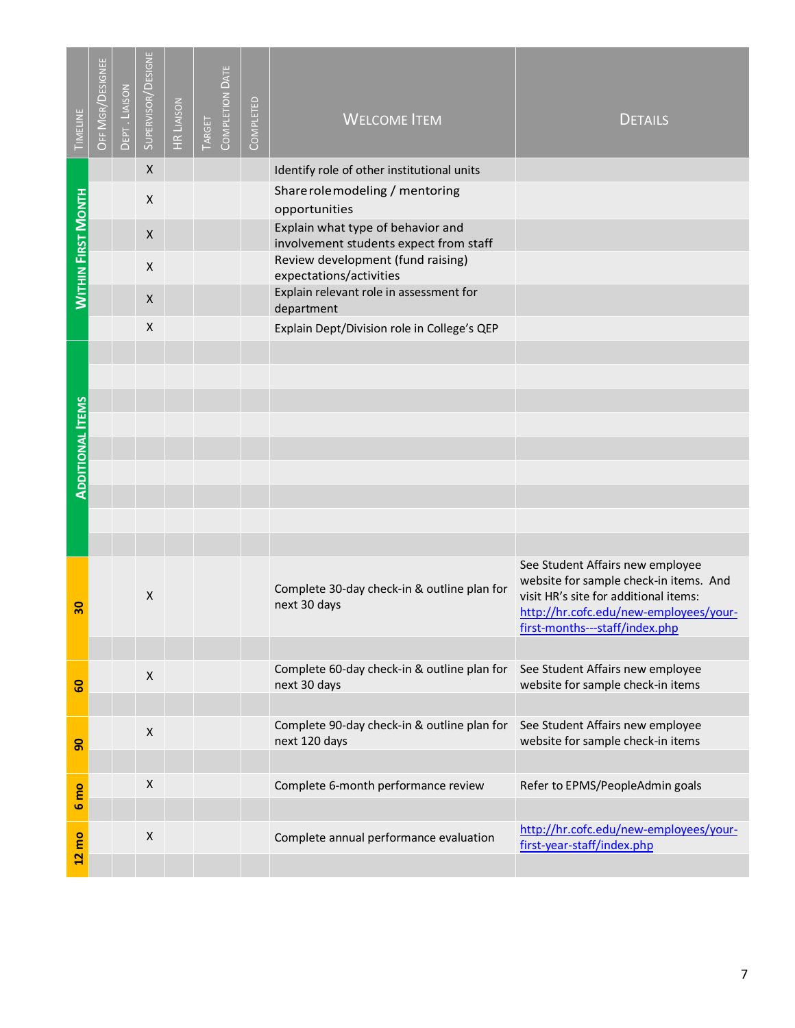| Timeline | Off Mgr/Designee | Dept. Liaison | Supervisor/Designee | HR Liaison | Target Completion Date | Completed | Welcome Item | Details |
|---|---|---|---|---|---|---|---|---|
| Within First Month | | | X | | | | Identify role of other institutional units | |
| | | | X | | | | Share role modeling / mentoring opportunities | |
| | | | X | | | | Explain what type of behavior and involvement students expect from staff | |
| | | | X | | | | Review development (fund raising) expectations/activities | |
| | | | X | | | | Explain relevant role in assessment for department | |
| | | | X | | | | Explain Dept/Division role in College's QEP | |
| Additional Items | | | | | | | | |
| | | | | | | | | |
| | | | | | | | | |
| | | | | | | | | |
| | | | | | | | | |
| | | | | | | | | |
| | | | | | | | | |
| | | | | | | | | |
| | | | | | | | | |
| 30 | | | X | | | | Complete 30-day check-in & outline plan for next 30 days | See Student Affairs new employee website for sample check-in items. And visit HR's site for additional items: http://hr.cofc.edu/new-employees/your-first-months---staff/index.php |
| | | | | | | | | |
| 60 | | | X | | | | Complete 60-day check-in & outline plan for next 30 days | See Student Affairs new employee website for sample check-in items |
| | | | | | | | | |
| 90 | | | X | | | | Complete 90-day check-in & outline plan for next 120 days | See Student Affairs new employee website for sample check-in items |
| | | | | | | | | |
| 6 mo | | | X | | | | Complete 6-month performance review | Refer to EPMS/PeopleAdmin goals |
| | | | | | | | | |
| 12 mo | | | X | | | | Complete annual performance evaluation | http://hr.cofc.edu/new-employees/your-first-year-staff/index.php |
| | | | | | | | | |